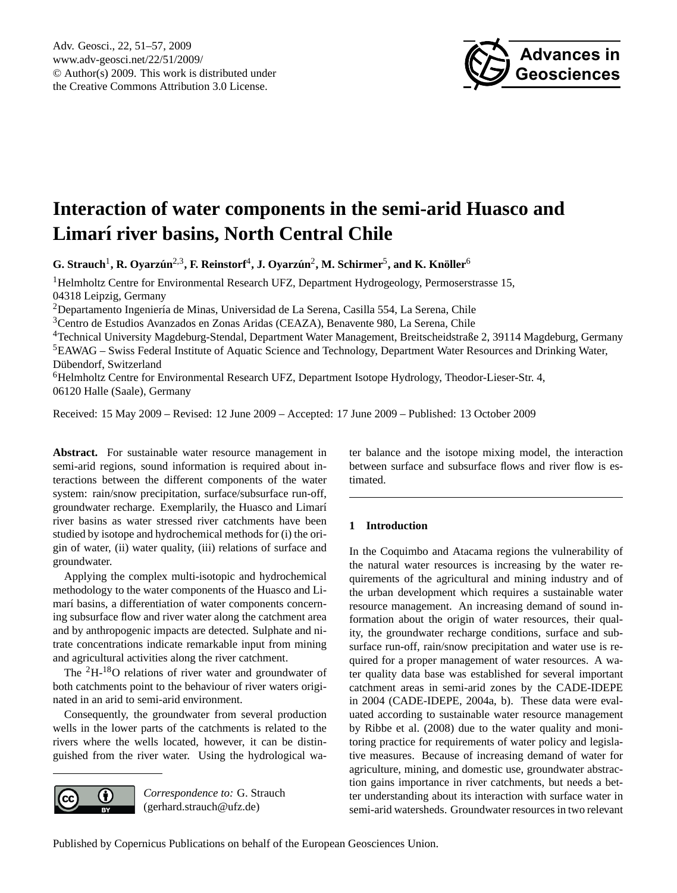# Interaction of water components in the semi-arid Huasco and Limarí river basins, North Central Chile

**G. Strauch[1], R. Oyarzún[2,3], F. Reinstorf[4], J. Oyarzún[2], M. Schirmer[5], and K. Knöller[6]**

[1]Helmholtz Centre for Environmental Research UFZ, Department Hydrogeology, Permoserstrasse 15, 04318 Leipzig, Germany

[2]Departamento Ingeniería de Minas, Universidad de La Serena, Casilla 554, La Serena, Chile

[3]Centro de Estudios Avanzados en Zonas Aridas (CEAZA), Benavente 980, La Serena, Chile

[4]Technical University Magdeburg-Stendal, Department Water Management, Breitscheidstraße 2, 39114 Magdeburg, Germany

[5]EAWAG – Swiss Federal Institute of Aquatic Science and Technology, Department Water Resources and Drinking Water, Dübendorf, Switzerland

[6]Helmholtz Centre for Environmental Research UFZ, Department Isotope Hydrology, Theodor-Lieser-Str. 4, 06120 Halle (Saale), Germany

Received: 15 May 2009 – Revised: 12 June 2009 – Accepted: 17 June 2009 – Published: 13 October 2009

**Abstract.** For sustainable water resource management in semi-arid regions, sound information is required about interactions between the different components of the water system: rain/snow precipitation, surface/subsurface run-off, groundwater recharge. Exemplarily, the Huasco and Limarí river basins as water stressed river catchments have been studied by isotope and hydrochemical methods for (i) the origin of water, (ii) water quality, (iii) relations of surface and groundwater.

Applying the complex multi-isotopic and hydrochemical methodology to the water components of the Huasco and Limarí basins, a differentiation of water components concerning subsurface flow and river water along the catchment area and by anthropogenic impacts are detected. Sulphate and nitrate concentrations indicate remarkable input from mining and agricultural activities along the river catchment.

The $^{2}H$-$^{18}O$ relations of river water and groundwater of both catchments point to the behaviour of river waters originated in an arid to semi-arid environment.

Consequently, the groundwater from several production wells in the lower parts of the catchments is related to the rivers where the wells located, however, it can be distinguished from the river water. Using the hydrological water balance and the isotope mixing model, the interaction between surface and subsurface flows and river flow is estimated.

*Correspondence to:* G. Strauch (gerhard.strauch@ufz.de)

## 1 Introduction

In the Coquimbo and Atacama regions the vulnerability of the natural water resources is increasing by the water requirements of the agricultural and mining industry and of the urban development which requires a sustainable water resource management. An increasing demand of sound information about the origin of water resources, their quality, the groundwater recharge conditions, surface and subsurface run-off, rain/snow precipitation and water use is required for a proper management of water resources. A water quality data base was established for several important catchment areas in semi-arid zones by the CADE-IDEPE in 2004 (CADE-IDEPE, 2004a, b). These data were evaluated according to sustainable water resource management by Ribbe et al. (2008) due to the water quality and monitoring practice for requirements of water policy and legislative measures. Because of increasing demand of water for agriculture, mining, and domestic use, groundwater abstraction gains importance in river catchments, but needs a better understanding about its interaction with surface water in semi-arid watersheds. Groundwater resources in two relevant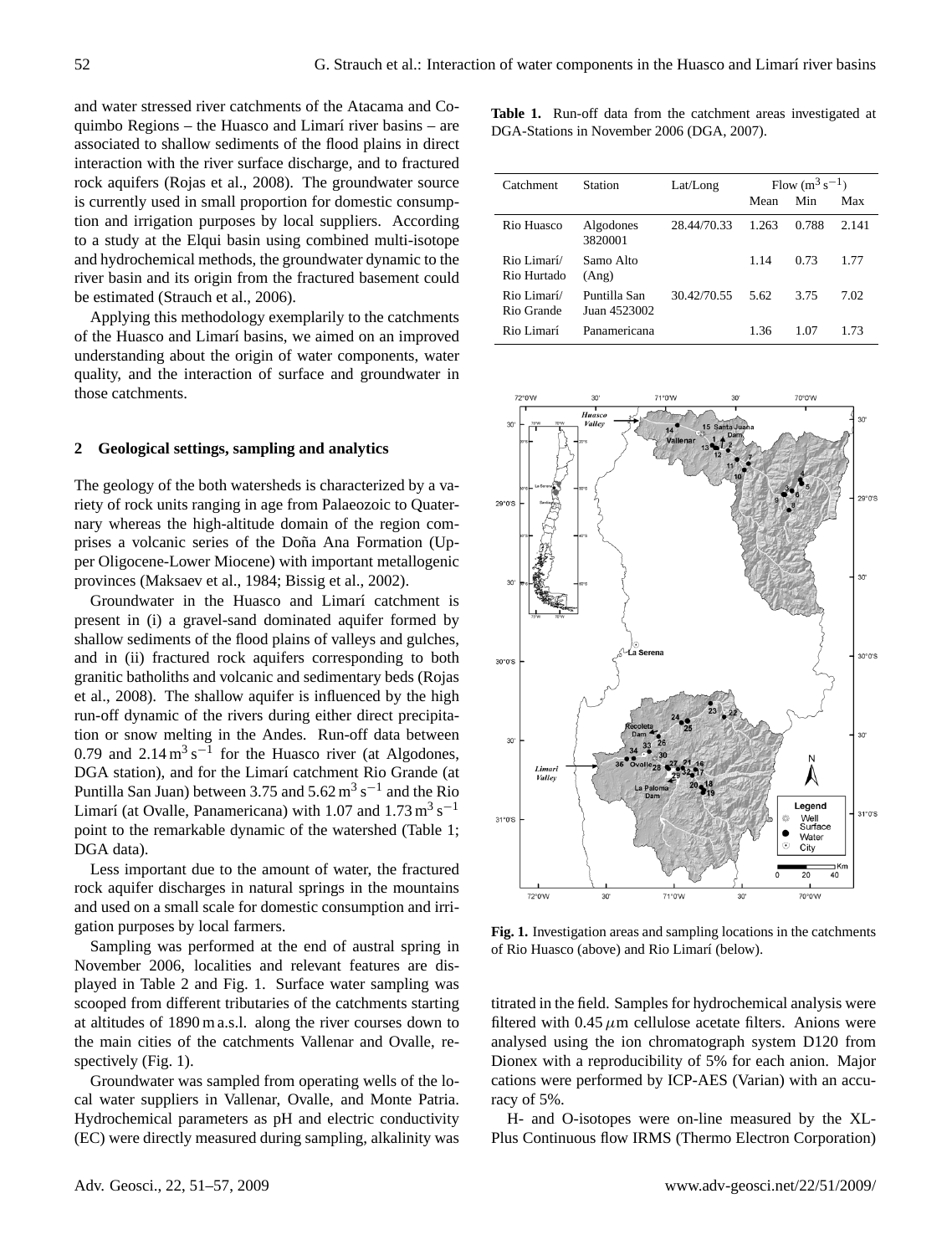and water stressed river catchments of the Atacama and Coquimbo Regions – the Huasco and Limarí river basins – are associated to shallow sediments of the flood plains in direct interaction with the river surface discharge, and to fractured rock aquifers (Rojas et al., 2008). The groundwater source is currently used in small proportion for domestic consumption and irrigation purposes by local suppliers. According to a study at the Elqui basin using combined multi-isotope and hydrochemical methods, the groundwater dynamic to the river basin and its origin from the fractured basement could be estimated (Strauch et al., 2006).

Applying this methodology exemplarily to the catchments of the Huasco and Limarí basins, we aimed on an improved understanding about the origin of water components, water quality, and the interaction of surface and groundwater in those catchments.

## 2 Geological settings, sampling and analytics

The geology of the both watersheds is characterized by a variety of rock units ranging in age from Palaeozoic to Quaternary whereas the high-altitude domain of the region comprises a volcanic series of the Doña Ana Formation (Upper Oligocene-Lower Miocene) with important metallogenic provinces (Maksaev et al., 1984; Bissig et al., 2002).

Groundwater in the Huasco and Limarí catchment is present in (i) a gravel-sand dominated aquifer formed by shallow sediments of the flood plains of valleys and gulches, and in (ii) fractured rock aquifers corresponding to both granitic batholiths and volcanic and sedimentary beds (Rojas et al., 2008). The shallow aquifer is influenced by the high run-off dynamic of the rivers during either direct precipitation or snow melting in the Andes. Run-off data between 0.79 and $2.14\,m^3\,s^{-1}$ for the Huasco river (at Algodones, DGA station), and for the Limarí catchment Rio Grande (at Puntilla San Juan) between 3.75 and $5.62\,m^3\,s^{-1}$ and the Rio Limarí (at Ovalle, Panamericana) with 1.07 and $1.73\,m^3\,s^{-1}$ point to the remarkable dynamic of the watershed (Table 1; DGA data).

Less important due to the amount of water, the fractured rock aquifer discharges in natural springs in the mountains and used on a small scale for domestic consumption and irrigation purposes by local farmers.

Sampling was performed at the end of austral spring in November 2006, localities and relevant features are displayed in Table 2 and Fig. 1. Surface water sampling was scooped from different tributaries of the catchments starting at altitudes of 1890 m a.s.l. along the river courses down to the main cities of the catchments Vallenar and Ovalle, respectively (Fig. 1).

Groundwater was sampled from operating wells of the local water suppliers in Vallenar, Ovalle, and Monte Patria. Hydrochemical parameters as pH and electric conductivity (EC) were directly measured during sampling, alkalinity was titrated in the field. Samples for hydrochemical analysis were filtered with $0.45\,\mu m$ cellulose acetate filters. Anions were analysed using the ion chromatograph system D120 from Dionex with a reproducibility of 5% for each anion. Major cations were performed by ICP-AES (Varian) with an accuracy of 5%.

H- and O-isotopes were on-line measured by the XL-Plus Continuous flow IRMS (Thermo Electron Corporation)

**Table 1.** Run-off data from the catchment areas investigated at DGA-Stations in November 2006 (DGA, 2007).

| Catchment | Station | Lat/Long | Flow ($m^3\,s^{-1}$) | | |
|---|---|---|---|---|---|
| | | | Mean | Min | Max |
| Rio Huasco | Algodones 3820001 | 28.44/70.33 | 1.263 | 0.788 | 2.141 |
| Rio Limarí/ Rio Hurtado | Samo Alto (Ang) | | 1.14 | 0.73 | 1.77 |
| Rio Limarí/ Rio Grande | Puntilla San Juan 4523002 | 30.42/70.55 | 5.62 | 3.75 | 7.02 |
| Rio Limarí | Panamericana | | 1.36 | 1.07 | 1.73 |

**Fig. 1.** Investigation areas and sampling locations in the catchments of Rio Huasco (above) and Rio Limarí (below).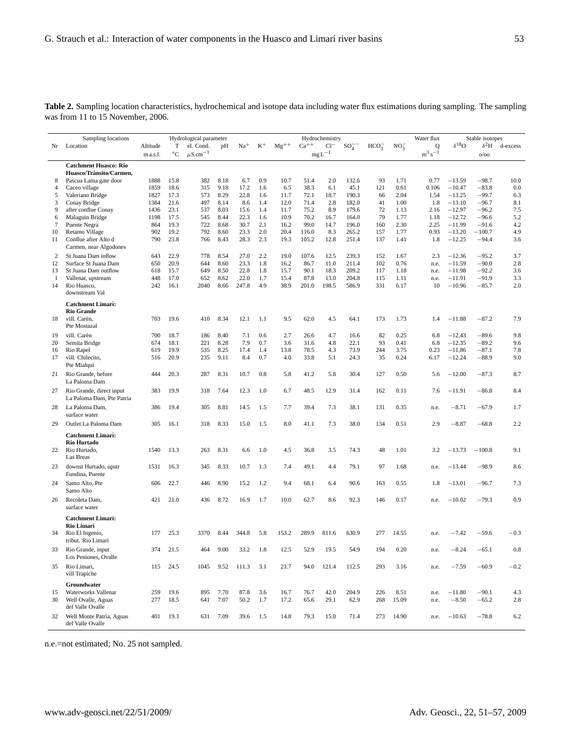**Table 2.** Sampling location characteristics, hydrochemical and isotope data including water flux estimations during sampling. The sampling was from 11 to 15 November, 2006.

| Sampling locations | | Hydrological parameter | | | | Hydrochemistry | | | | | | | | Water flux | Stable isotopes | | |
|---|---|---|---|---|---|---|---|---|---|---|---|---|---|---|---|---|---|
| Nr | Location | Altitude | T | el. Cond. | pH | $Na^{+}$ | $K^{+}$ | $Mg^{++}$ | $Ca^{++}$ | $Cl^{-}$ | $SO_4^{--}$ | $HCO_3^{-}$ | $NO_3^{-}$ | Q | $\delta^{18}O$ | $\delta^{2}H$ | d-excess |
| | | m a.s.l. | °C | $\mu S\,cm^{-1}$ | | | | | $mg\,L^{-1}$ | | | | | $m^3\,s^{-1}$ | | o/oo | |
| | **Catchment Huasco: Rio Huasco/Tránsito/Carmen,** | | | | | | | | | | | | | | | | |
| 8 | Pascua Lama gate door | 1888 | 15.8 | 382 | 8.18 | 6.7 | 0.9 | 10.7 | 51.4 | 2.0 | 132.6 | 93 | 1.71 | 0.77 | −13.59 | −98.7 | 10.0 |
| 4 | Caceo village | 1859 | 18.6 | 315 | 9.18 | 17.2 | 1.6 | 6.5 | 38.3 | 6.1 | 45.1 | 121 | 0.61 | 0.106 | −10.47 | −83.8 | 0.0 |
| 5 | Valeriano Bridge | 1827 | 17.3 | 573 | 8.29 | 22.8 | 1.6 | 11.7 | 72.1 | 18.7 | 190.3 | 66 | 2.04 | 1.54 | −13.25 | −99.7 | 6.3 |
| 3 | Conay Bridge | 1384 | 21.6 | 497 | 8.14 | 8.6 | 1.4 | 12.0 | 71.4 | 2.8 | 182.0 | 41 | 1.00 | 1.8 | −13.10 | −96.7 | 8.1 |
| 9 | after conflue Conay | 1436 | 23.1 | 537 | 8.03 | 15.6 | 1.4 | 11.7 | 75.2 | 8.9 | 179.6 | 72 | 1.13 | 2.16 | −12.97 | −96.2 | 7.5 |
| 6 | Malaguin Bridge | 1198 | 17.5 | 545 | 8.44 | 22.3 | 1.6 | 10.9 | 70.2 | 16.7 | 164.0 | 79 | 1.77 | 1.18 | −12.72 | −96.6 | 5.2 |
| 7 | Puente Negra | 864 | 19.3 | 722 | 8.68 | 30.7 | 2.1 | 16.2 | 99.0 | 14.7 | 196.0 | 160 | 2.30 | 2.25 | −11.99 | −91.6 | 4.2 |
| 10 | Retamo Village | 902 | 19.2 | 792 | 8.60 | 23.3 | 2.0 | 20.4 | 116.0 | 8.3 | 265.2 | 157 | 1.77 | 0.93 | −13.20 | −100.7 | 4.9 |
| 11 | Conflue after Alto d Carmen, near Algodones | 790 | 23.8 | 766 | 8.43 | 28.3 | 2.3 | 19.3 | 105.2 | 12.8 | 251.4 | 137 | 1.41 | 1.8 | −12.25 | −94.4 | 3.6 |
| 2 | St Juana Dam inflow | 643 | 22.9 | 778 | 8.54 | 27.0 | 2.2 | 19.0 | 107.6 | 12.5 | 239.3 | 152 | 1.67 | 2.3 | −12.36 | −95.2 | 3.7 |
| 12 | Surface St Juana Dam | 650 | 20.9 | 644 | 8.60 | 23.3 | 1.8 | 16.2 | 86.7 | 11.0 | 211.4 | 102 | 0.76 | n.e. | −11.59 | −90.0 | 2.8 |
| 13 | St Juana Dam outflow | 618 | 15.7 | 649 | 8.50 | 22.8 | 1.8 | 15.7 | 90.1 | 18.3 | 209.2 | 117 | 1.18 | n.e. | −11.98 | −92.2 | 3.6 |
| 1 | Vallenar, upstream | 448 | 17.0 | 652 | 8.62 | 22.0 | 1.7 | 15.4 | 87.8 | 13.0 | 204.8 | 115 | 1.11 | n.e. | −11.91 | −91.9 | 3.3 |
| 14 | Rio Huasco, downstream Val | 242 | 16.1 | 2040 | 8.66 | 247.8 | 4.9 | 38.9 | 201.0 | 198.5 | 586.9 | 331 | 6.17 | 10 | −10.96 | −85.7 | 2.0 |
| | **Catchment Limarí: Rio Grande** | | | | | | | | | | | | | | | | |
| 18 | vill. Carén, Pte Mostazal | 703 | 19.6 | 410 | 8.34 | 12.1 | 1.1 | 9.5 | 62.0 | 4.5 | 64.1 | 173 | 1.73 | 1.4 | −11.88 | −87.2 | 7.9 |
| 19 | vill. Carén | 700 | 18.7 | 186 | 8.40 | 7.1 | 0.6 | 2.7 | 26.6 | 4.7 | 16.6 | 82 | 0.25 | 6.8 | −12.43 | −89.6 | 9.8 |
| 20 | Semita Bridge | 674 | 18.1 | 221 | 8.28 | 7.9 | 0.7 | 3.6 | 31.6 | 4.8 | 22.1 | 93 | 0.41 | 6.8 | −12.35 | −89.2 | 9.6 |
| 16 | Rio Rapel | 619 | 19.9 | 535 | 8.25 | 17.4 | 1.4 | 13.8 | 78.5 | 4.3 | 73.9 | 244 | 3.75 | 0.23 | −11.86 | −87.1 | 7.8 |
| 17 | vill. Chilecito, Pte Mialqui | 516 | 20.9 | 235 | 9.11 | 8.4 | 0.7 | 4.0 | 33.8 | 5.1 | 24.3 | 35 | 0.24 | 6.17 | −12.24 | −88.9 | 9.0 |
| 21 | Rio Grande, before La Paloma Dam | 444 | 20.3 | 287 | 8.31 | 10.7 | 0.8 | 5.8 | 41.2 | 5.8 | 30.4 | 127 | 0.50 | 5.6 | −12.00 | −87.3 | 8.7 |
| 27 | Rio Grande, direct input La Paloma Dam, Pte Patria | 383 | 19.9 | 318 | 7.64 | 12.3 | 1.0 | 6.7 | 48.5 | 12.9 | 31.4 | 162 | 0.11 | 7.6 | −11.91 | −86.8 | 8.4 |
| 28 | La Paloma Dam, surface water | 386 | 19.4 | 305 | 8.81 | 14.5 | 1.5 | 7.7 | 39.4 | 7.3 | 38.1 | 131 | 0.35 | n.e. | −8.71 | −67.9 | 1.7 |
| 29 | Outlet La Paloma Dam | 305 | 16.1 | 318 | 8.33 | 15.0 | 1.5 | 8.0 | 41.1 | 7.3 | 38.0 | 134 | 0.51 | 2.9 | −8.87 | −68.8 | 2.2 |
| | **Catchment Limarí: Rio Hurtado** | | | | | | | | | | | | | | | | |
| 22 | Rio Hurtado, Las Breas | 1540 | 13.3 | 263 | 8.31 | 6.6 | 1.0 | 4.5 | 36.8 | 3.5 | 74.3 | 48 | 1.01 | 3.2 | −13.73 | −100.8 | 9.1 |
| 23 | downst Hurtado, upstr Fundina, Puente | 1531 | 16.3 | 345 | 8.33 | 10.7 | 1.3 | 7.4 | 49.1 | 4.4 | 79.1 | 97 | 1.68 | n.e. | −13.44 | −98.9 | 8.6 |
| 24 | Samo Alto, Pte Samo Alto | 606 | 22.7 | 446 | 8.90 | 15.2 | 1.2 | 9.4 | 68.1 | 6.4 | 90.6 | 163 | 0.55 | 1.8 | −13.01 | −96.7 | 7.3 |
| 26 | Recoleta Dam, surface water | 421 | 21.0 | 436 | 8.72 | 16.9 | 1.7 | 10.0 | 62.7 | 8.6 | 92.3 | 146 | 0.17 | n.e. | −10.02 | −79.3 | 0.9 |
| | **Catchment Limarí: Rio Limarí** | | | | | | | | | | | | | | | | |
| 34 | Rio El Ingenio, tribut. Rio Limari | 177 | 25.3 | 3370 | 8.44 | 344.8 | 5.8 | 153.2 | 289.9 | 811.6 | 630.9 | 277 | 14.55 | n.e. | −7.42 | −59.6 | −0.3 |
| 33 | Rio Grande, input Los Peniones, Ovalle | 374 | 21.5 | 464 | 9.00 | 33.2 | 1.8 | 12.5 | 52.9 | 19.5 | 54.9 | 194 | 0.20 | n.e. | −8.24 | −65.1 | 0.8 |
| 35 | Rio Limari, vill Trapiche | 115 | 24.5 | 1045 | 9.52 | 111.3 | 3.1 | 21.7 | 94.0 | 121.4 | 112.5 | 293 | 3.16 | n.e. | −7.59 | −60.9 | −0.2 |
| | **Groundwater** | | | | | | | | | | | | | | | | |
| 15 | Waterworks Vallenar | 259 | 19.6 | 895 | 7.70 | 87.8 | 3.6 | 16.7 | 76.7 | 42.0 | 204.9 | 226 | 8.51 | n.e. | −11.80 | −90.1 | 4.3 |
| 30 | Well Ovalle, Aguas del Valle Ovalle | 277 | 18.5 | 641 | 7.07 | 50.2 | 1.7 | 17.2 | 65.6 | 29.1 | 62.9 | 268 | 15.09 | n.e. | −8.50 | −65.2 | 2.8 |
| 32 | Well Monte Patria, Aguas del Valle Ovalle | 401 | 19.3 | 631 | 7.09 | 39.6 | 1.5 | 14.8 | 79.3 | 15.0 | 71.4 | 273 | 14.90 | n.e. | −10.63 | −78.8 | 6.2 |

n.e.=not estimated; No. 25 not sampled.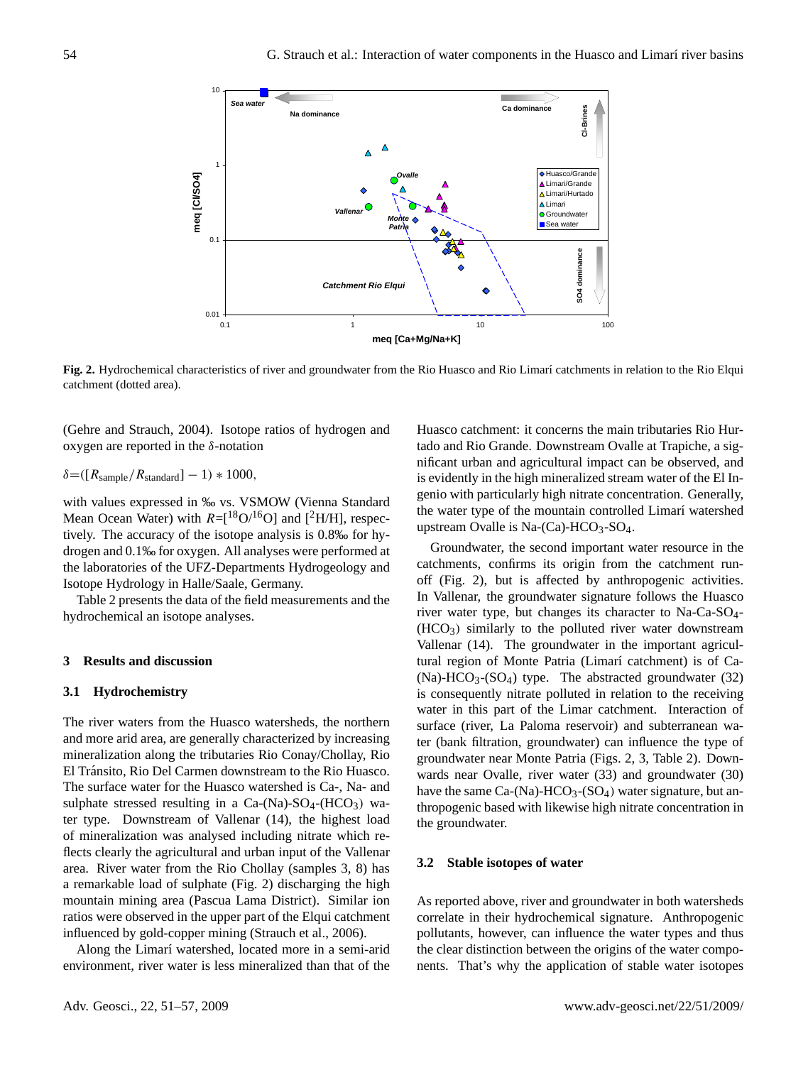**Fig. 2.** Hydrochemical characteristics of river and groundwater from the Rio Huasco and Rio Limarí catchments in relation to the Rio Elqui catchment (dotted area).

(Gehre and Strauch, 2004). Isotope ratios of hydrogen and oxygen are reported in the $\delta$-notation

$$\delta = ([R_{\text{sample}}/R_{\text{standard}}] - 1) * 1000,$$

with values expressed in ‰ vs. VSMOW (Vienna Standard Mean Ocean Water) with $R=[^{18}O/^{16}O]$ and $[^{2}H/H]$, respectively. The accuracy of the isotope analysis is 0.8‰ for hydrogen and 0.1‰ for oxygen. All analyses were performed at the laboratories of the UFZ-Departments Hydrogeology and Isotope Hydrology in Halle/Saale, Germany.

Table 2 presents the data of the field measurements and the hydrochemical an isotope analyses.

## 3 Results and discussion

### 3.1 Hydrochemistry

The river waters from the Huasco watersheds, the northern and more arid area, are generally characterized by increasing mineralization along the tributaries Rio Conay/Chollay, Rio El Tránsito, Rio Del Carmen downstream to the Rio Huasco. The surface water for the Huasco watershed is Ca-, Na- and sulphate stressed resulting in a Ca-(Na)-$SO_4$-($HCO_3$) water type. Downstream of Vallenar (14), the highest load of mineralization was analysed including nitrate which reflects clearly the agricultural and urban input of the Vallenar area. River water from the Rio Chollay (samples 3, 8) has a remarkable load of sulphate (Fig. 2) discharging the high mountain mining area (Pascua Lama District). Similar ion ratios were observed in the upper part of the Elqui catchment influenced by gold-copper mining (Strauch et al., 2006).

Along the Limarí watershed, located more in a semi-arid environment, river water is less mineralized than that of the Huasco catchment: it concerns the main tributaries Rio Hurtado and Rio Grande. Downstream Ovalle at Trapiche, a significant urban and agricultural impact can be observed, and is evidently in the high mineralized stream water of the El Ingenio with particularly high nitrate concentration. Generally, the water type of the mountain controlled Limarí watershed upstream Ovalle is Na-(Ca)-$HCO_3$-$SO_4$.

Groundwater, the second important water resource in the catchments, confirms its origin from the catchment runoff (Fig. 2), but is affected by anthropogenic activities. In Vallenar, the groundwater signature follows the Huasco river water type, but changes its character to Na-Ca-$SO_4$-($HCO_3$) similarly to the polluted river water downstream Vallenar (14). The groundwater in the important agricultural region of Monte Patria (Limarí catchment) is of Ca-(Na)-$HCO_3$-($SO_4$) type. The abstracted groundwater (32) is consequently nitrate polluted in relation to the receiving water in this part of the Limar catchment. Interaction of surface (river, La Paloma reservoir) and subterranean water (bank filtration, groundwater) can influence the type of groundwater near Monte Patria (Figs. 2, 3, Table 2). Downwards near Ovalle, river water (33) and groundwater (30) have the same Ca-(Na)-$HCO_3$-($SO_4$) water signature, but anthropogenic based with likewise high nitrate concentration in the groundwater.

### 3.2 Stable isotopes of water

As reported above, river and groundwater in both watersheds correlate in their hydrochemical signature. Anthropogenic pollutants, however, can influence the water types and thus the clear distinction between the origins of the water components. That's why the application of stable water isotopes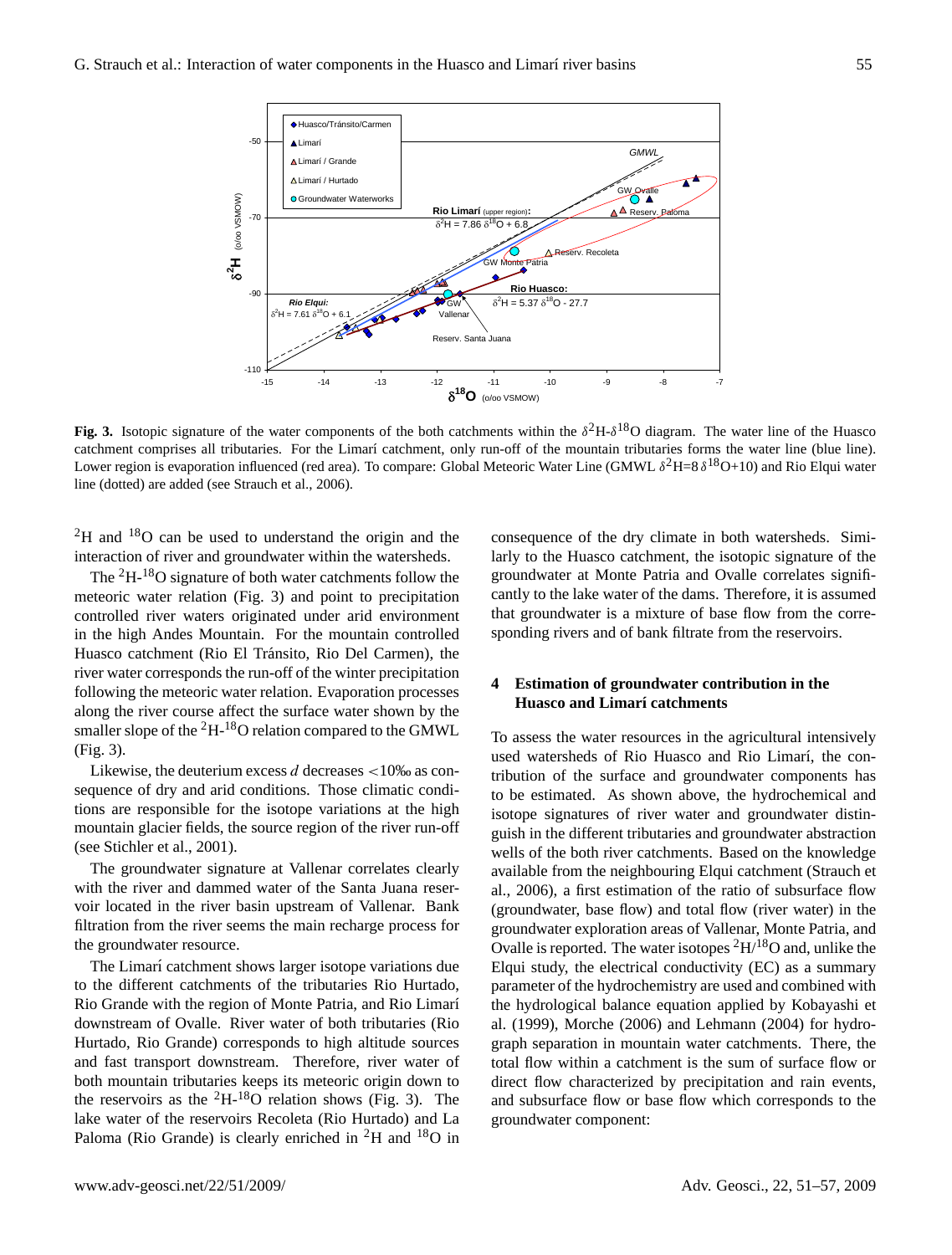**Fig. 3.** Isotopic signature of the water components of the both catchments within the $\delta^2$H-$\delta^{18}$O diagram. The water line of the Huasco catchment comprises all tributaries. For the Limarí catchment, only run-off of the mountain tributaries forms the water line (blue line). Lower region is evaporation influenced (red area). To compare: Global Meteoric Water Line (GMWL $\delta^2\text{H}=8\,\delta^{18}\text{O}+10$) and Rio Elqui water line (dotted) are added (see Strauch et al., 2006).

$^2$H and $^{18}$O can be used to understand the origin and the interaction of river and groundwater within the watersheds.

The $^2$H-$^{18}$O signature of both water catchments follow the meteoric water relation (Fig. 3) and point to precipitation controlled river waters originated under arid environment in the high Andes Mountain. For the mountain controlled Huasco catchment (Rio El Tránsito, Rio Del Carmen), the river water corresponds the run-off of the winter precipitation following the meteoric water relation. Evaporation processes along the river course affect the surface water shown by the smaller slope of the $^2$H-$^{18}$O relation compared to the GMWL (Fig. 3).

Likewise, the deuterium excess *d* decreases <10‰ as consequence of dry and arid conditions. Those climatic conditions are responsible for the isotope variations at the high mountain glacier fields, the source region of the river run-off (see Stichler et al., 2001).

The groundwater signature at Vallenar correlates clearly with the river and dammed water of the Santa Juana reservoir located in the river basin upstream of Vallenar. Bank filtration from the river seems the main recharge process for the groundwater resource.

The Limarí catchment shows larger isotope variations due to the different catchments of the tributaries Rio Hurtado, Rio Grande with the region of Monte Patria, and Rio Limarí downstream of Ovalle. River water of both tributaries (Rio Hurtado, Rio Grande) corresponds to high altitude sources and fast transport downstream. Therefore, river water of both mountain tributaries keeps its meteoric origin down to the reservoirs as the $^2$H-$^{18}$O relation shows (Fig. 3). The lake water of the reservoirs Recoleta (Rio Hurtado) and La Paloma (Rio Grande) is clearly enriched in $^2$H and $^{18}$O in consequence of the dry climate in both watersheds. Similarly to the Huasco catchment, the isotopic signature of the groundwater at Monte Patria and Ovalle correlates significantly to the lake water of the dams. Therefore, it is assumed that groundwater is a mixture of base flow from the corresponding rivers and of bank filtrate from the reservoirs.

## 4 Estimation of groundwater contribution in the Huasco and Limarí catchments

To assess the water resources in the agricultural intensively used watersheds of Rio Huasco and Rio Limarí, the contribution of the surface and groundwater components has to be estimated. As shown above, the hydrochemical and isotope signatures of river water and groundwater distinguish in the different tributaries and groundwater abstraction wells of the both river catchments. Based on the knowledge available from the neighbouring Elqui catchment (Strauch et al., 2006), a first estimation of the ratio of subsurface flow (groundwater, base flow) and total flow (river water) in the groundwater exploration areas of Vallenar, Monte Patria, and Ovalle is reported. The water isotopes $^2$H/$^{18}$O and, unlike the Elqui study, the electrical conductivity (EC) as a summary parameter of the hydrochemistry are used and combined with the hydrological balance equation applied by Kobayashi et al. (1999), Morche (2006) and Lehmann (2004) for hydrograph separation in mountain water catchments. There, the total flow within a catchment is the sum of surface flow or direct flow characterized by precipitation and rain events, and subsurface flow or base flow which corresponds to the groundwater component: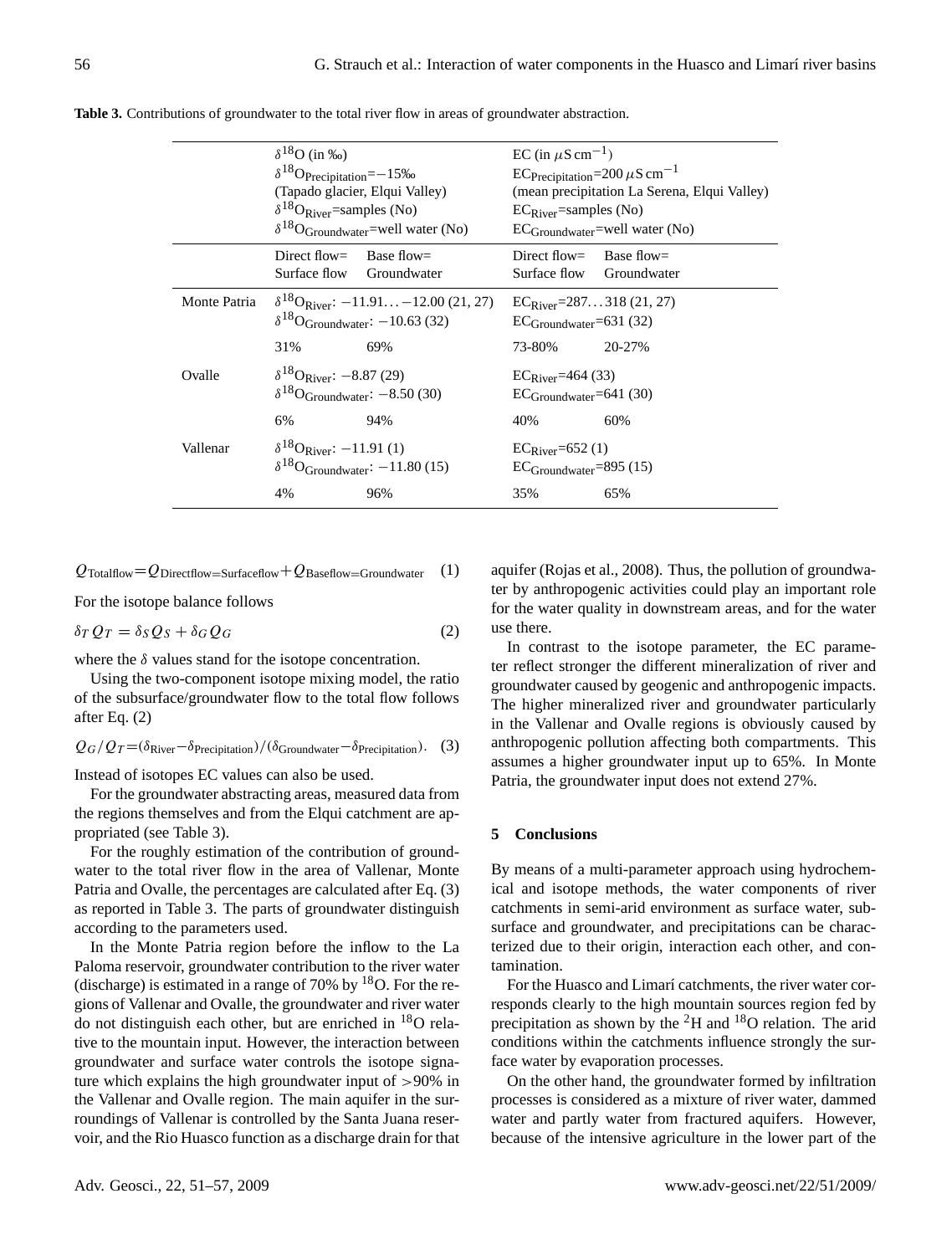**Table 3.** Contributions of groundwater to the total river flow in areas of groundwater abstraction.

| | $\delta^{18}O$ (in ‰) $\delta^{18}O_{Precipitation}$=−15‰ (Tapado glacier, Elqui Valley) $\delta^{18}O_{River}$=samples (No) $\delta^{18}O_{Groundwater}$=well water (No) | | EC (in $\mu S\,cm^{-1}$) $EC_{Precipitation}$=200 $\mu S\,cm^{-1}$ (mean precipitation La Serena, Elqui Valley) $EC_{River}$=samples (No) $EC_{Groundwater}$=well water (No) | |
|---|---|---|---|---|
| | Direct flow= Surface flow | Base flow= Groundwater | Direct flow= Surface flow | Base flow= Groundwater |
| Monte Patria | $\delta^{18}O_{River}$: −11.91…−12.00 (21, 27) $\delta^{18}O_{Groundwater}$: −10.63 (32) | | $EC_{River}$=287…318 (21, 27) $EC_{Groundwater}$=631 (32) | |
| | 31% | 69% | 73-80% | 20-27% |
| Ovalle | $\delta^{18}O_{River}$: −8.87 (29) $\delta^{18}O_{Groundwater}$: −8.50 (30) | | $EC_{River}$=464 (33) $EC_{Groundwater}$=641 (30) | |
| | 6% | 94% | 40% | 60% |
| Vallenar | $\delta^{18}O_{River}$: −11.91 (1) $\delta^{18}O_{Groundwater}$: −11.80 (15) | | $EC_{River}$=652 (1) $EC_{Groundwater}$=895 (15) | |
| | 4% | 96% | 35% | 65% |

$$Q_{Totalflow}=Q_{Directflow=Surfaceflow}+Q_{Baseflow=Groundwater} \quad (1)$$

For the isotope balance follows

$$\delta_T Q_T = \delta_S Q_S + \delta_G Q_G \quad (2)$$

where the $\delta$ values stand for the isotope concentration.

Using the two-component isotope mixing model, the ratio of the subsurface/groundwater flow to the total flow follows after Eq. (2)

$$Q_G/Q_T=(\delta_{River}-\delta_{Precipitation})/(\delta_{Groundwater}-\delta_{Precipitation}). \quad (3)$$

Instead of isotopes EC values can also be used.

For the groundwater abstracting areas, measured data from the regions themselves and from the Elqui catchment are appropriated (see Table 3).

For the roughly estimation of the contribution of groundwater to the total river flow in the area of Vallenar, Monte Patria and Ovalle, the percentages are calculated after Eq. (3) as reported in Table 3. The parts of groundwater distinguish according to the parameters used.

In the Monte Patria region before the inflow to the La Paloma reservoir, groundwater contribution to the river water (discharge) is estimated in a range of 70% by $^{18}O$. For the regions of Vallenar and Ovalle, the groundwater and river water do not distinguish each other, but are enriched in $^{18}O$ relative to the mountain input. However, the interaction between groundwater and surface water controls the isotope signature which explains the high groundwater input of >90% in the Vallenar and Ovalle region. The main aquifer in the surroundings of Vallenar is controlled by the Santa Juana reservoir, and the Rio Huasco function as a discharge drain for that aquifer (Rojas et al., 2008). Thus, the pollution of groundwater by anthropogenic activities could play an important role for the water quality in downstream areas, and for the water use there.

In contrast to the isotope parameter, the EC parameter reflect stronger the different mineralization of river and groundwater caused by geogenic and anthropogenic impacts. The higher mineralized river and groundwater particularly in the Vallenar and Ovalle regions is obviously caused by anthropogenic pollution affecting both compartments. This assumes a higher groundwater input up to 65%. In Monte Patria, the groundwater input does not extend 27%.

## 5 Conclusions

By means of a multi-parameter approach using hydrochemical and isotope methods, the water components of river catchments in semi-arid environment as surface water, subsurface and groundwater, and precipitations can be characterized due to their origin, interaction each other, and contamination.

For the Huasco and Limarí catchments, the river water corresponds clearly to the high mountain sources region fed by precipitation as shown by the $^{2}H$ and $^{18}O$ relation. The arid conditions within the catchments influence strongly the surface water by evaporation processes.

On the other hand, the groundwater formed by infiltration processes is considered as a mixture of river water, dammed water and partly water from fractured aquifers. However, because of the intensive agriculture in the lower part of the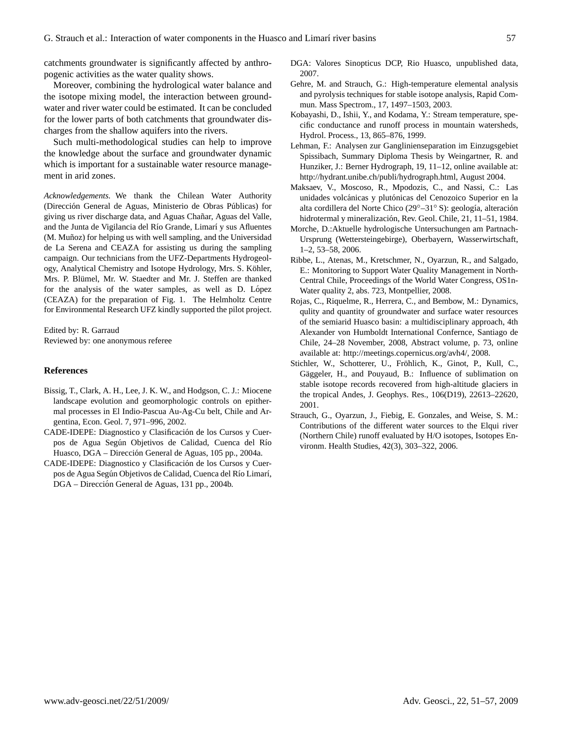catchments groundwater is significantly affected by anthropogenic activities as the water quality shows.

Moreover, combining the hydrological water balance and the isotope mixing model, the interaction between groundwater and river water could be estimated. It can be concluded for the lower parts of both catchments that groundwater discharges from the shallow aquifers into the rivers.

Such multi-methodological studies can help to improve the knowledge about the surface and groundwater dynamic which is important for a sustainable water resource management in arid zones.

*Acknowledgements.* We thank the Chilean Water Authority (Dirección General de Aguas, Ministerio de Obras Públicas) for giving us river discharge data, and Aguas Chañar, Aguas del Valle, and the Junta de Vigilancia del Río Grande, Limarí y sus Afluentes (M. Muñoz) for helping us with well sampling, and the Universidad de La Serena and CEAZA for assisting us during the sampling campaign. Our technicians from the UFZ-Departments Hydrogeology, Analytical Chemistry and Isotope Hydrology, Mrs. S. Köhler, Mrs. P. Blümel, Mr. W. Staedter and Mr. J. Steffen are thanked for the analysis of the water samples, as well as D. López (CEAZA) for the preparation of Fig. 1. The Helmholtz Centre for Environmental Research UFZ kindly supported the pilot project.

Edited by: R. Garraud
Reviewed by: one anonymous referee

## References

Bissig, T., Clark, A. H., Lee, J. K. W., and Hodgson, C. J.: Miocene landscape evolution and geomorphologic controls on epithermal processes in El Indio-Pascua Au-Ag-Cu belt, Chile and Argentina, Econ. Geol. 7, 971–996, 2002.

CADE-IDEPE: Diagnostico y Clasificación de los Cursos y Cuerpos de Agua Según Objetivos de Calidad, Cuenca del Río Huasco, DGA – Dirección General de Aguas, 105 pp., 2004a.

CADE-IDEPE: Diagnostico y Clasificación de los Cursos y Cuerpos de Agua Según Objetivos de Calidad, Cuenca del Río Limarí, DGA – Dirección General de Aguas, 131 pp., 2004b.

DGA: Valores Sinopticus DCP, Rio Huasco, unpublished data, 2007.

Gehre, M. and Strauch, G.: High-temperature elemental analysis and pyrolysis techniques for stable isotope analysis, Rapid Commun. Mass Spectrom., 17, 1497–1503, 2003.

Kobayashi, D., Ishii, Y., and Kodama, Y.: Stream temperature, specific conductance and runoff process in mountain watersheds, Hydrol. Process., 13, 865–876, 1999.

Lehman, F.: Analysen zur Ganglinienseparation im Einzugsgebiet Spissibach, Summary Diploma Thesis by Weingartner, R. and Hunziker, J.: Berner Hydrograph, 19, 11–12, online available at: http://hydrant.unibe.ch/publi/hydrograph.html, August 2004.

Maksaev, V., Moscoso, R., Mpodozis, C., and Nassi, C.: Las unidades volcánicas y plutónicas del Cenozoico Superior en la alta cordillera del Norte Chico (29°–31° S): geología, alteración hidrotermal y mineralización, Rev. Geol. Chile, 21, 11–51, 1984.

Morche, D.:Aktuelle hydrologische Untersuchungen am Partnach-Ursprung (Wettersteingebirge), Oberbayern, Wasserwirtschaft, 1–2, 53–58, 2006.

Ribbe, L., Atenas, M., Kretschmer, N., Oyarzun, R., and Salgado, E.: Monitoring to Support Water Quality Management in North-Central Chile, Proceedings of the World Water Congress, OS1n-Water quality 2, abs. 723, Montpellier, 2008.

Rojas, C., Riquelme, R., Herrera, C., and Bembow, M.: Dynamics, qulity and quantity of groundwater and surface water resources of the semiarid Huasco basin: a multidisciplinary approach, 4th Alexander von Humboldt International Confernce, Santiago de Chile, 24–28 November, 2008, Abstract volume, p. 73, online available at: http://meetings.copernicus.org/avh4/, 2008.

Stichler, W., Schotterer, U., Fröhlich, K., Ginot, P., Kull, C., Gäggeler, H., and Pouyaud, B.: Influence of sublimation on stable isotope records recovered from high-altitude glaciers in the tropical Andes, J. Geophys. Res., 106(D19), 22613–22620, 2001.

Strauch, G., Oyarzun, J., Fiebig, E. Gonzales, and Weise, S. M.: Contributions of the different water sources to the Elqui river (Northern Chile) runoff evaluated by H/O isotopes, Isotopes Environm. Health Studies, 42(3), 303–322, 2006.